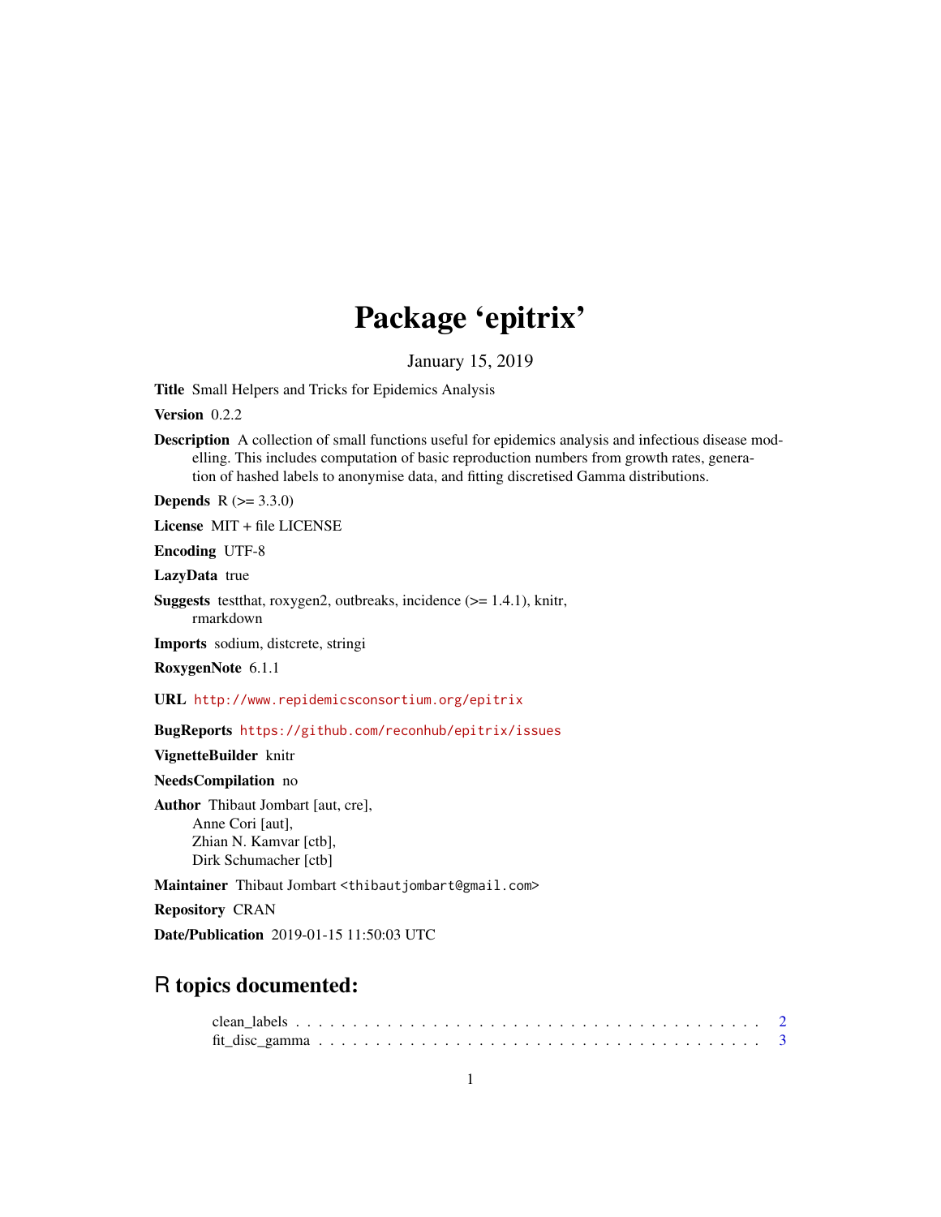# Package 'epitrix'

January 15, 2019

**Title** Small Helpers and Tricks for Epidemics Analysis

**Version** 0.2.2

**Description** A collection of small functions useful for epidemics analysis and infectious disease modelling. This includes computation of basic reproduction numbers from growth rates, generation of hashed labels to anonymise data, and fitting discretised Gamma distributions.

**Depends** R (>= 3.3.0)

**License** MIT + file LICENSE

**Encoding** UTF-8

**LazyData** true

**Suggests** testthat, roxygen2, outbreaks, incidence (>= 1.4.1), knitr, rmarkdown

**Imports** sodium, distcrete, stringi

**RoxygenNote** 6.1.1

**URL** http://www.repidemicsconsortium.org/epitrix

**BugReports** https://github.com/reconhub/epitrix/issues

**VignetteBuilder** knitr

**NeedsCompilation** no

**Author** Thibaut Jombart [aut, cre],
Anne Cori [aut],
Zhian N. Kamvar [ctb],
Dirk Schumacher [ctb]

**Maintainer** Thibaut Jombart <thibautjombart@gmail.com>

**Repository** CRAN

**Date/Publication** 2019-01-15 11:50:03 UTC

## R topics documented:

- clean_labels . . . . . . . . . . . . . . . . . . . . . . . . . . . . . . . . . . . . . . . . 2
- fit_disc_gamma . . . . . . . . . . . . . . . . . . . . . . . . . . . . . . . . . . . . . . 3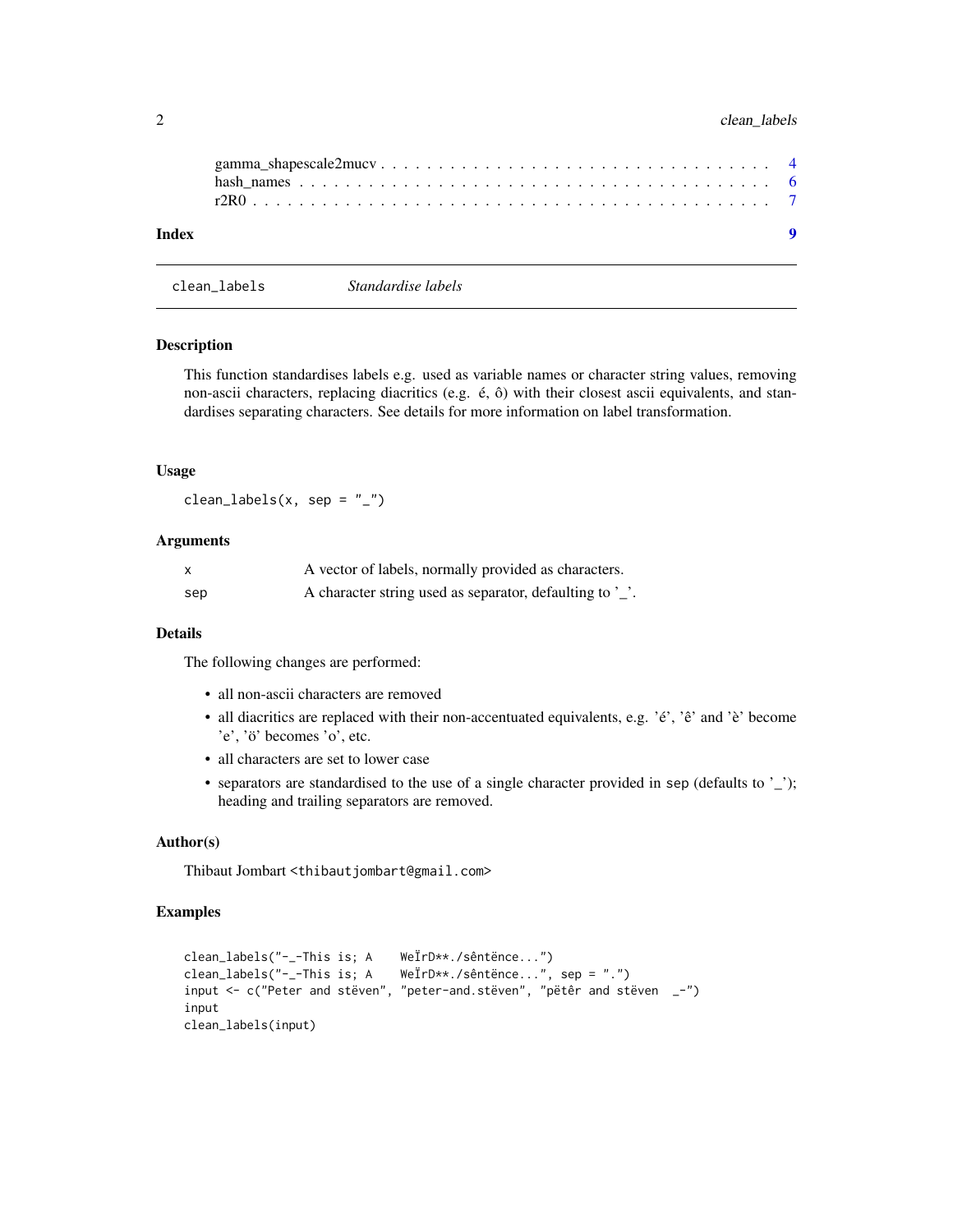gamma_shapescale2mucv . . . . . . . . . . . . . . . . . . . . . . . . . . . . . . . . . 4
hash_names . . . . . . . . . . . . . . . . . . . . . . . . . . . . . . . . . . . . . . . 6
r2R0 . . . . . . . . . . . . . . . . . . . . . . . . . . . . . . . . . . . . . . . . . . 7

**Index** **9**

---

## clean_labels — *Standardise labels*

### Description

This function standardises labels e.g. used as variable names or character string values, removing non-ascii characters, replacing diacritics (e.g. é, ô) with their closest ascii equivalents, and standardises separating characters. See details for more information on label transformation.

### Usage

```
clean_labels(x, sep = "_")
```

### Arguments

| | |
|---|---|
| x | A vector of labels, normally provided as characters. |
| sep | A character string used as separator, defaulting to '_'. |

### Details

The following changes are performed:

- all non-ascii characters are removed
- all diacritics are replaced with their non-accentuated equivalents, e.g. 'é', 'ê' and 'è' become 'e', 'ö' becomes 'o', etc.
- all characters are set to lower case
- separators are standardised to the use of a single character provided in sep (defaults to '_'); heading and trailing separators are removed.

### Author(s)

Thibaut Jombart <thibautjombart@gmail.com>

### Examples

```
clean_labels("-_-This is; A    WeÏrD**./sêntënce...")
clean_labels("-_-This is; A    WeÏrD**./sêntënce...", sep = ".")
input <- c("Peter and stëven", "peter-and.stëven", "pëtêr and stëven  _-")
input
clean_labels(input)
```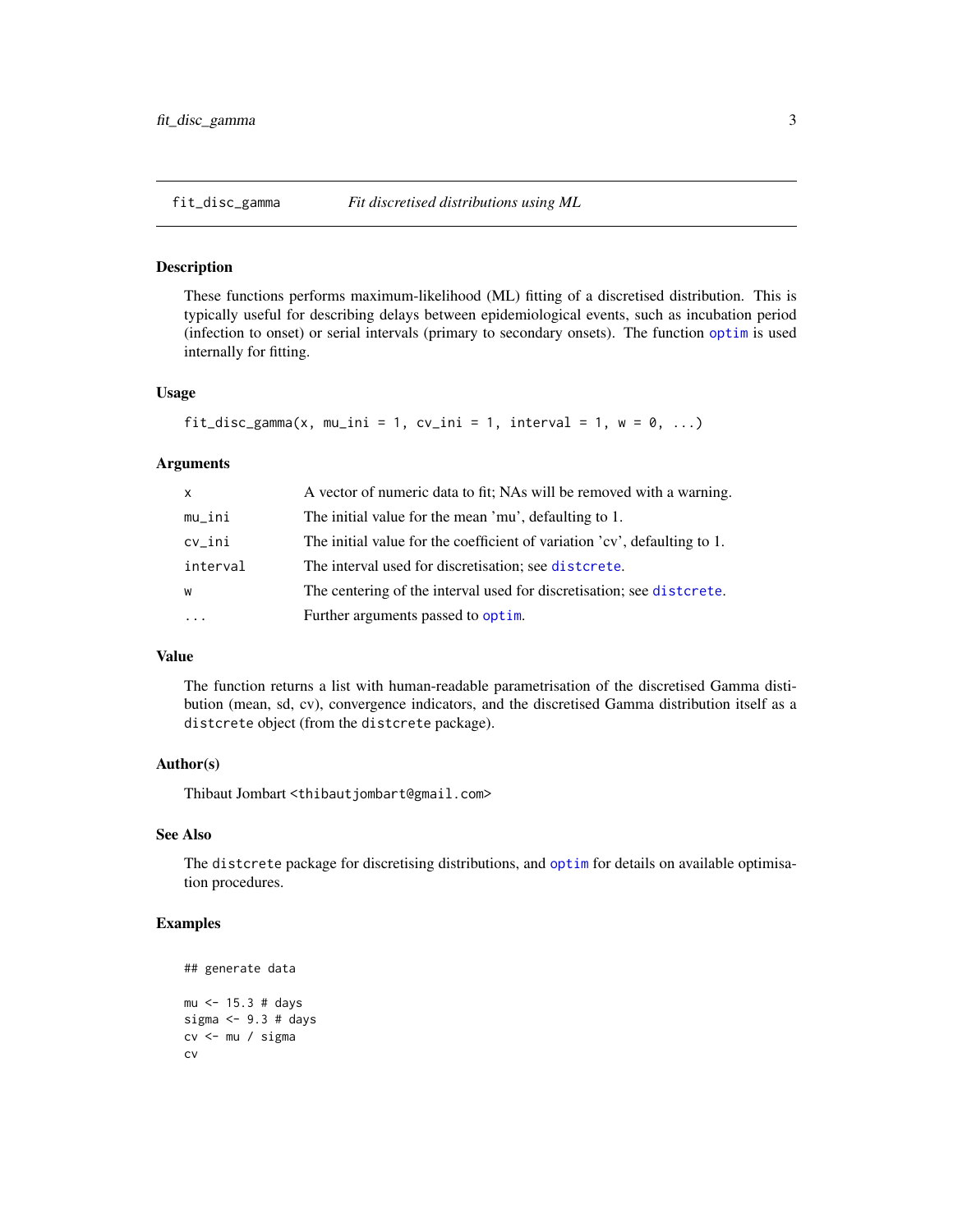fit_disc_gamma — *Fit discretised distributions using ML*

## Description

These functions performs maximum-likelihood (ML) fitting of a discretised distribution. This is typically useful for describing delays between epidemiological events, such as incubation period (infection to onset) or serial intervals (primary to secondary onsets). The function optim is used internally for fitting.

## Usage

```
fit_disc_gamma(x, mu_ini = 1, cv_ini = 1, interval = 1, w = 0, ...)
```

## Arguments

| | |
|---|---|
| x | A vector of numeric data to fit; NAs will be removed with a warning. |
| mu_ini | The initial value for the mean 'mu', defaulting to 1. |
| cv_ini | The initial value for the coefficient of variation 'cv', defaulting to 1. |
| interval | The interval used for discretisation; see distcrete. |
| w | The centering of the interval used for discretisation; see distcrete. |
| ... | Further arguments passed to optim. |

## Value

The function returns a list with human-readable parametrisation of the discretised Gamma distribution (mean, sd, cv), convergence indicators, and the discretised Gamma distribution itself as a `distcrete` object (from the `distcrete` package).

## Author(s)

Thibaut Jombart <thibautjombart@gmail.com>

## See Also

The `distcrete` package for discretising distributions, and optim for details on available optimisation procedures.

## Examples

```
## generate data

mu <- 15.3 # days
sigma <- 9.3 # days
cv <- mu / sigma
cv
```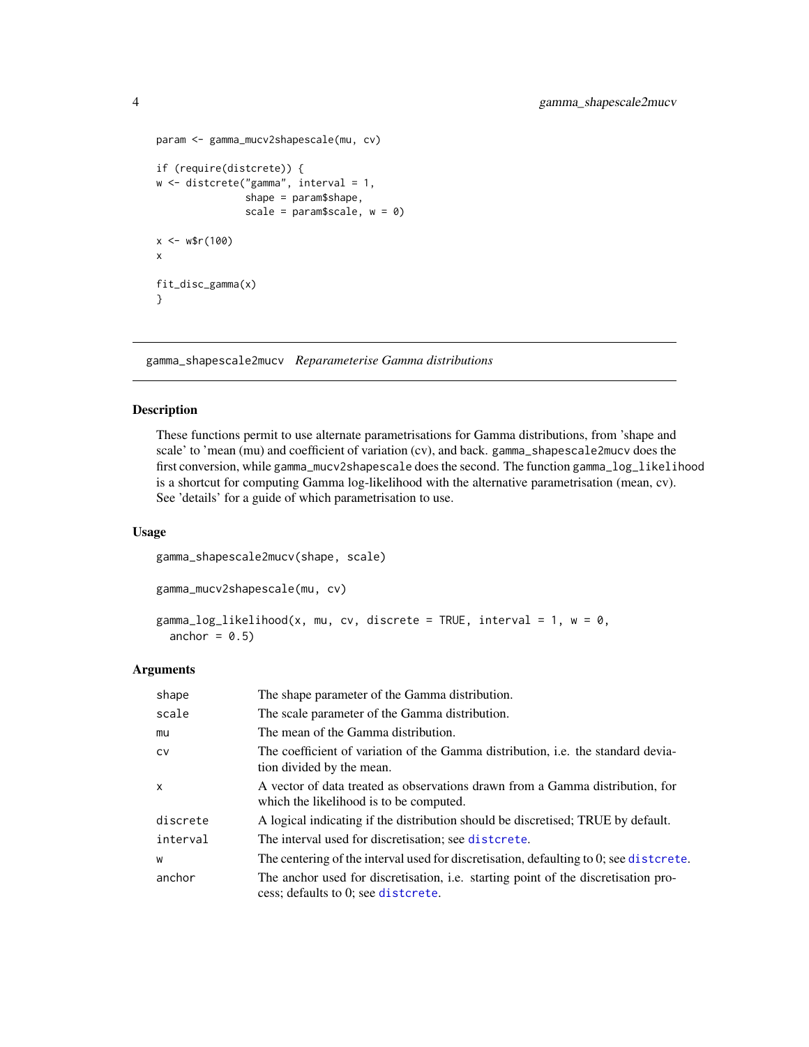```
param <- gamma_mucv2shapescale(mu, cv)

if (require(distcrete)) {
w <- distcrete("gamma", interval = 1,
               shape = param$shape,
               scale = param$scale, w = 0)

x <- w$r(100)
x

fit_disc_gamma(x)
}
```

## gamma_shapescale2mucv *Reparameterise Gamma distributions*

### Description

These functions permit to use alternate parametrisations for Gamma distributions, from 'shape and scale' to 'mean (mu) and coefficient of variation (cv), and back. `gamma_shapescale2mucv` does the first conversion, while `gamma_mucv2shapescale` does the second. The function `gamma_log_likelihood` is a shortcut for computing Gamma log-likelihood with the alternative parametrisation (mean, cv). See 'details' for a guide of which parametrisation to use.

### Usage

```
gamma_shapescale2mucv(shape, scale)

gamma_mucv2shapescale(mu, cv)

gamma_log_likelihood(x, mu, cv, discrete = TRUE, interval = 1, w = 0,
  anchor = 0.5)
```

### Arguments

| | |
|---|---|
| shape | The shape parameter of the Gamma distribution. |
| scale | The scale parameter of the Gamma distribution. |
| mu | The mean of the Gamma distribution. |
| cv | The coefficient of variation of the Gamma distribution, i.e. the standard deviation divided by the mean. |
| x | A vector of data treated as observations drawn from a Gamma distribution, for which the likelihood is to be computed. |
| discrete | A logical indicating if the distribution should be discretised; TRUE by default. |
| interval | The interval used for discretisation; see `distcrete`. |
| w | The centering of the interval used for discretisation, defaulting to 0; see `distcrete`. |
| anchor | The anchor used for discretisation, i.e. starting point of the discretisation process; defaults to 0; see `distcrete`. |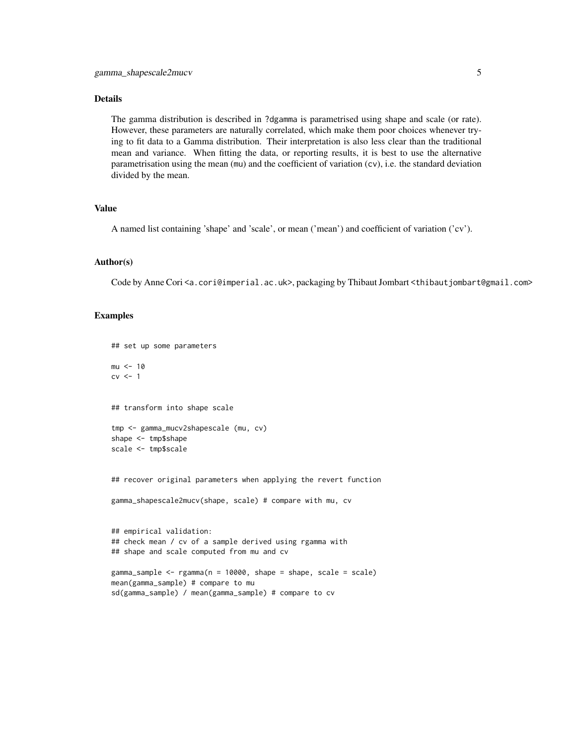## Details

The gamma distribution is described in ?dgamma is parametrised using shape and scale (or rate). However, these parameters are naturally correlated, which make them poor choices whenever trying to fit data to a Gamma distribution. Their interpretation is also less clear than the traditional mean and variance. When fitting the data, or reporting results, it is best to use the alternative parametrisation using the mean (mu) and the coefficient of variation (cv), i.e. the standard deviation divided by the mean.

## Value

A named list containing 'shape' and 'scale', or mean ('mean') and coefficient of variation ('cv').

## Author(s)

Code by Anne Cori <a.cori@imperial.ac.uk>, packaging by Thibaut Jombart <thibautjombart@gmail.com>

## Examples

```
## set up some parameters

mu <- 10
cv <- 1


## transform into shape scale

tmp <- gamma_mucv2shapescale (mu, cv)
shape <- tmp$shape
scale <- tmp$scale


## recover original parameters when applying the revert function

gamma_shapescale2mucv(shape, scale) # compare with mu, cv


## empirical validation:
## check mean / cv of a sample derived using rgamma with
## shape and scale computed from mu and cv

gamma_sample <- rgamma(n = 10000, shape = shape, scale = scale)
mean(gamma_sample) # compare to mu
sd(gamma_sample) / mean(gamma_sample) # compare to cv
```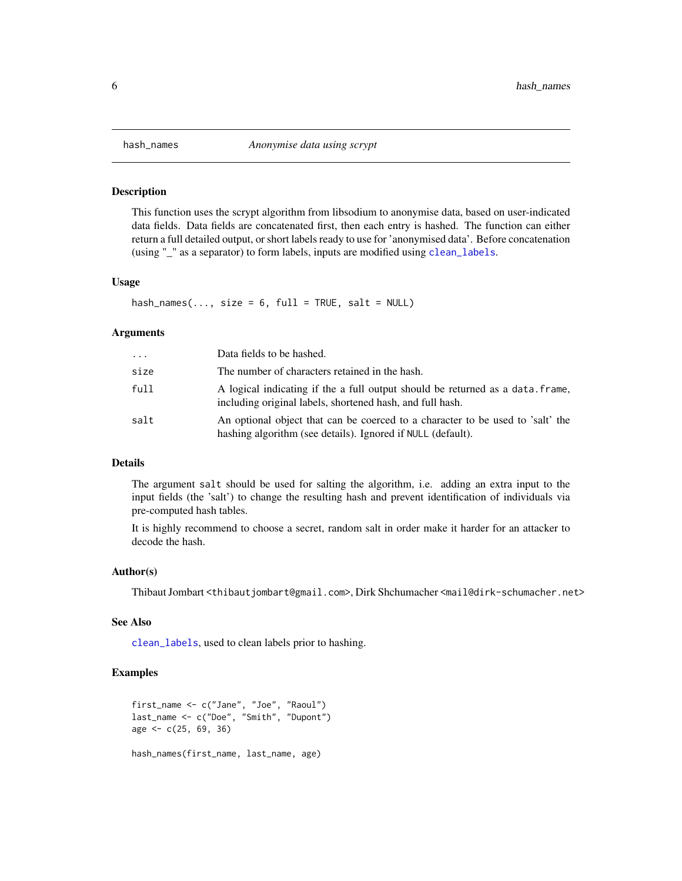# hash_names — *Anonymise data using scrypt*

## Description

This function uses the scrypt algorithm from libsodium to anonymise data, based on user-indicated data fields. Data fields are concatenated first, then each entry is hashed. The function can either return a full detailed output, or short labels ready to use for 'anonymised data'. Before concatenation (using "_" as a separator) to form labels, inputs are modified using `clean_labels`.

## Usage

```
hash_names(..., size = 6, full = TRUE, salt = NULL)
```

## Arguments

| | |
|---|---|
| `...` | Data fields to be hashed. |
| `size` | The number of characters retained in the hash. |
| `full` | A logical indicating if the a full output should be returned as a `data.frame`, including original labels, shortened hash, and full hash. |
| `salt` | An optional object that can be coerced to a character to be used to 'salt' the hashing algorithm (see details). Ignored if `NULL` (default). |

## Details

The argument `salt` should be used for salting the algorithm, i.e. adding an extra input to the input fields (the 'salt') to change the resulting hash and prevent identification of individuals via pre-computed hash tables.

It is highly recommend to choose a secret, random salt in order make it harder for an attacker to decode the hash.

## Author(s)

Thibaut Jombart <thibautjombart@gmail.com>, Dirk Shchumacher <mail@dirk-schumacher.net>

## See Also

`clean_labels`, used to clean labels prior to hashing.

## Examples

```
first_name <- c("Jane", "Joe", "Raoul")
last_name <- c("Doe", "Smith", "Dupont")
age <- c(25, 69, 36)

hash_names(first_name, last_name, age)
```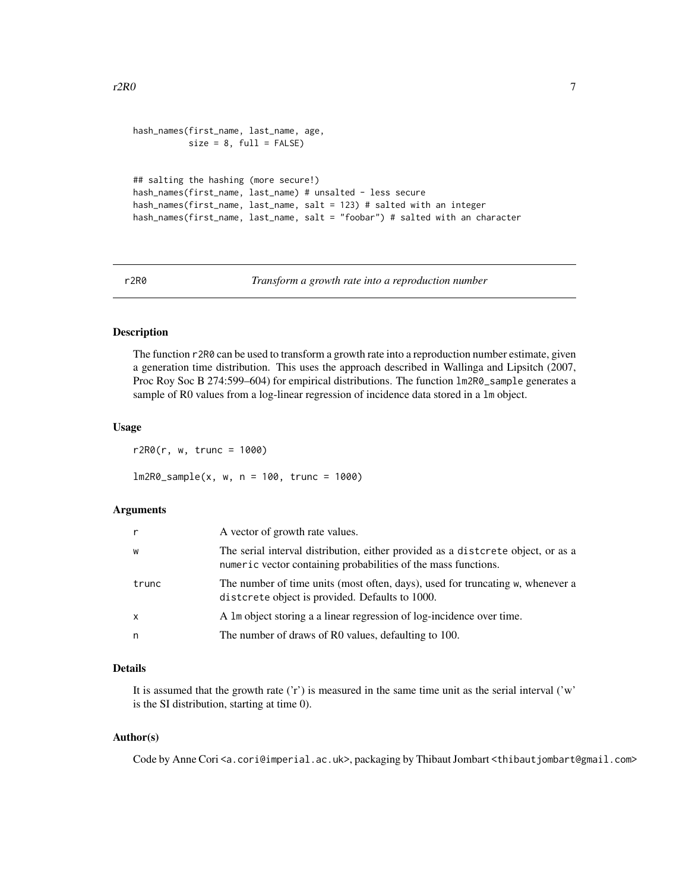```
hash_names(first_name, last_name, age,
           size = 8, full = FALSE)


## salting the hashing (more secure!)
hash_names(first_name, last_name) # unsalted - less secure
hash_names(first_name, last_name, salt = 123) # salted with an integer
hash_names(first_name, last_name, salt = "foobar") # salted with an character
```

---

## r2R0 — *Transform a growth rate into a reproduction number*

---

### Description

The function `r2R0` can be used to transform a growth rate into a reproduction number estimate, given a generation time distribution. This uses the approach described in Wallinga and Lipsitch (2007, Proc Roy Soc B 274:599–604) for empirical distributions. The function `lm2R0_sample` generates a sample of R0 values from a log-linear regression of incidence data stored in a `lm` object.

### Usage

```
r2R0(r, w, trunc = 1000)

lm2R0_sample(x, w, n = 100, trunc = 1000)
```

### Arguments

| | |
|---|---|
| r | A vector of growth rate values. |
| w | The serial interval distribution, either provided as a `distcrete` object, or as a `numeric` vector containing probabilities of the mass functions. |
| trunc | The number of time units (most often, days), used for truncating `w`, whenever a `distcrete` object is provided. Defaults to 1000. |
| x | A `lm` object storing a a linear regression of log-incidence over time. |
| n | The number of draws of R0 values, defaulting to 100. |

### Details

It is assumed that the growth rate ('r') is measured in the same time unit as the serial interval ('w' is the SI distribution, starting at time 0).

### Author(s)

Code by Anne Cori <a.cori@imperial.ac.uk>, packaging by Thibaut Jombart <thibautjombart@gmail.com>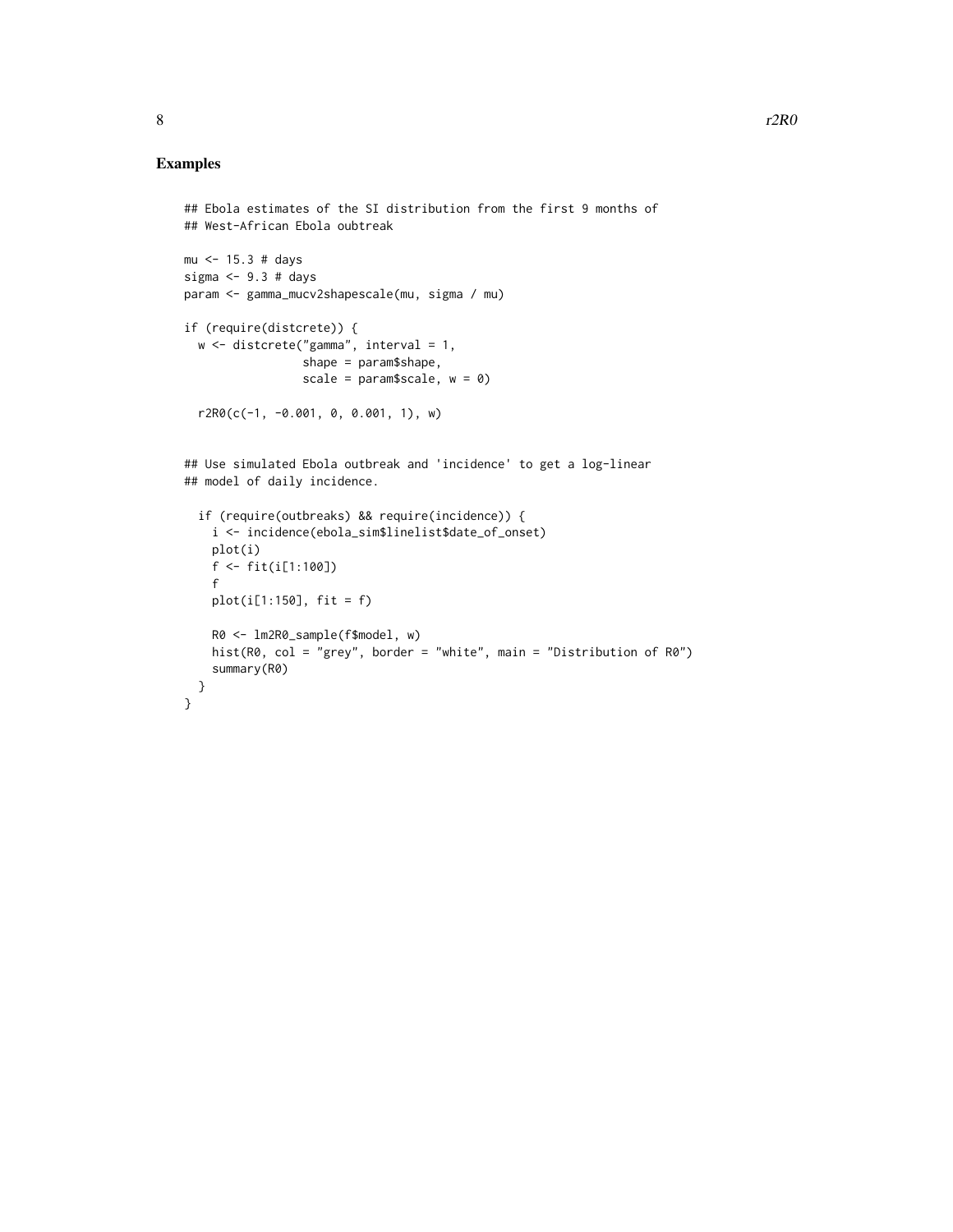### Examples

```
## Ebola estimates of the SI distribution from the first 9 months of
## West-African Ebola oubtreak

mu <- 15.3 # days
sigma <- 9.3 # days
param <- gamma_mucv2shapescale(mu, sigma / mu)

if (require(distcrete)) {
  w <- distcrete("gamma", interval = 1,
                 shape = param$shape,
                 scale = param$scale, w = 0)

  r2R0(c(-1, -0.001, 0, 0.001, 1), w)


## Use simulated Ebola outbreak and 'incidence' to get a log-linear
## model of daily incidence.

  if (require(outbreaks) && require(incidence)) {
    i <- incidence(ebola_sim$linelist$date_of_onset)
    plot(i)
    f <- fit(i[1:100])
    f
    plot(i[1:150], fit = f)

    R0 <- lm2R0_sample(f$model, w)
    hist(R0, col = "grey", border = "white", main = "Distribution of R0")
    summary(R0)
  }
}
```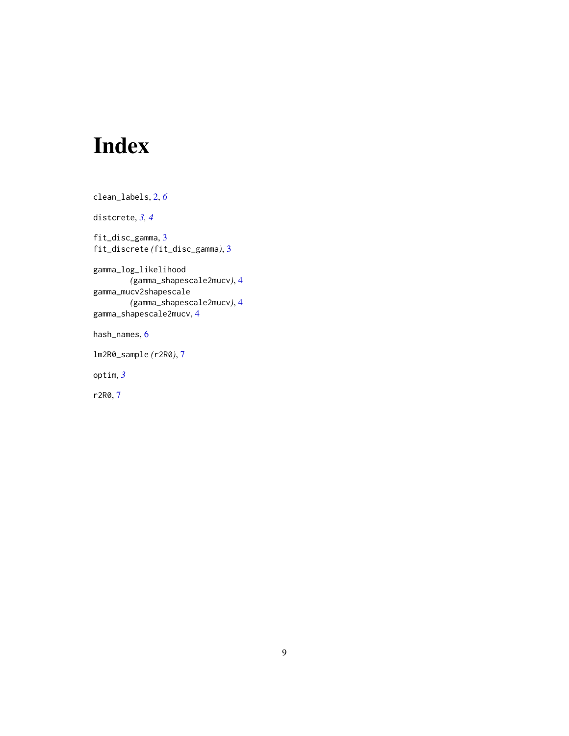# Index

clean_labels, 2, *6*

distcrete, *3, 4*

fit_disc_gamma, 3
fit_discrete *(*fit_disc_gamma*)*, 3

gamma_log_likelihood
*(*gamma_shapescale2mucv*)*, 4
gamma_mucv2shapescale
*(*gamma_shapescale2mucv*)*, 4
gamma_shapescale2mucv, 4

hash_names, 6

lm2R0_sample *(*r2R0*)*, 7

optim, *3*

r2R0, 7